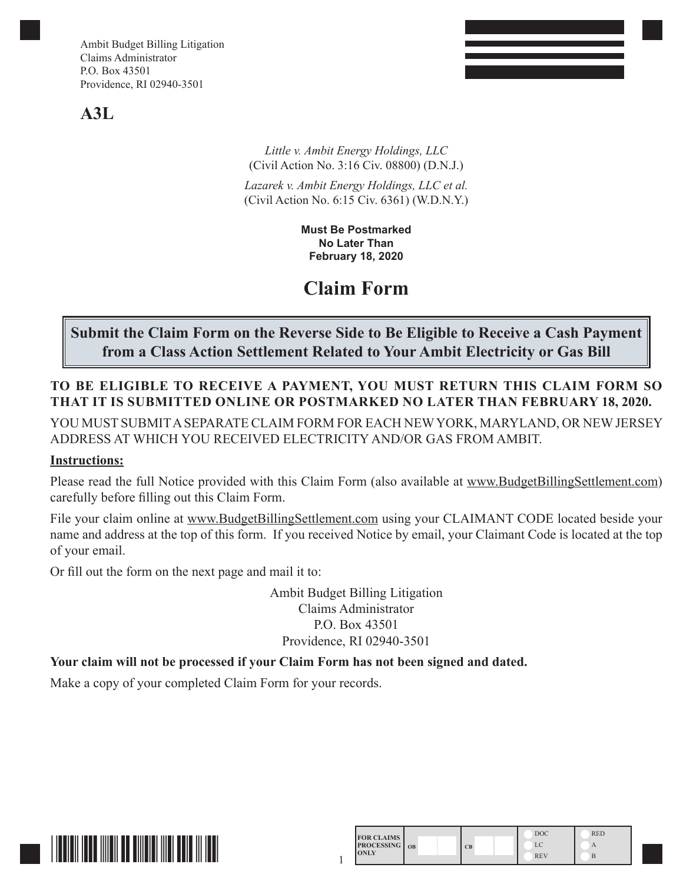Ambit Budget Billing Litigation
Claims Administrator
P.O. Box 43501
Providence, RI 02940-3501

**A3L**

*Little v. Ambit Energy Holdings, LLC*
(Civil Action No. 3:16 Civ. 08800) (D.N.J.)

*Lazarek v. Ambit Energy Holdings, LLC et al.*
(Civil Action No. 6:15 Civ. 6361) (W.D.N.Y.)

**Must Be Postmarked**
**No Later Than**
**February 18, 2020**

# Claim Form

**Submit the Claim Form on the Reverse Side to Be Eligible to Receive a Cash Payment from a Class Action Settlement Related to Your Ambit Electricity or Gas Bill**

**TO BE ELIGIBLE TO RECEIVE A PAYMENT, YOU MUST RETURN THIS CLAIM FORM SO THAT IT IS SUBMITTED ONLINE OR POSTMARKED NO LATER THAN FEBRUARY 18, 2020.**

YOU MUST SUBMIT A SEPARATE CLAIM FORM FOR EACH NEW YORK, MARYLAND, OR NEW JERSEY ADDRESS AT WHICH YOU RECEIVED ELECTRICITY AND/OR GAS FROM AMBIT.

**Instructions:**

Please read the full Notice provided with this Claim Form (also available at www.BudgetBillingSettlement.com) carefully before filling out this Claim Form.

File your claim online at www.BudgetBillingSettlement.com using your CLAIMANT CODE located beside your name and address at the top of this form. If you received Notice by email, your Claimant Code is located at the top of your email.

Or fill out the form on the next page and mail it to:

Ambit Budget Billing Litigation
Claims Administrator
P.O. Box 43501
Providence, RI 02940-3501

**Your claim will not be processed if your Claim Form has not been signed and dated.**

Make a copy of your completed Claim Form for your records.

| FOR CLAIMS PROCESSING ONLY | OB | CB | DOC / LC / REV | RED / A / B |
|---|---|---|---|---|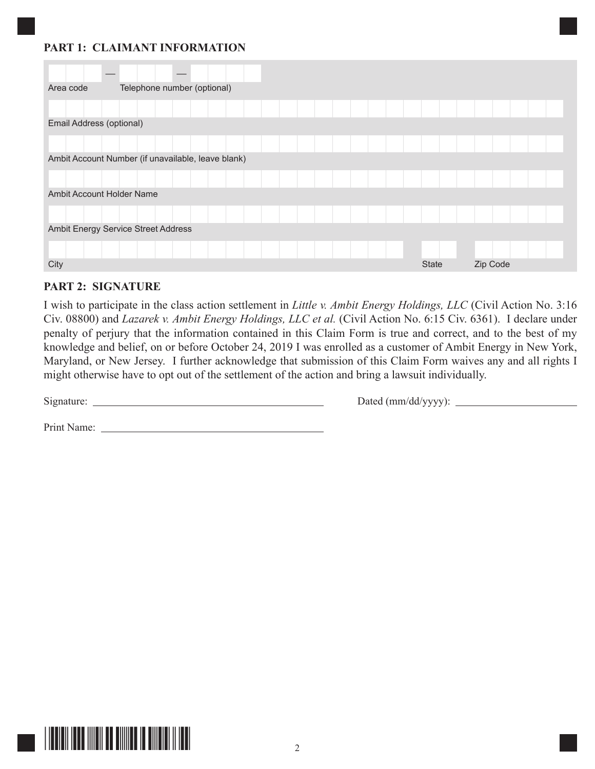## PART 1: CLAIMANT INFORMATION

Area code — Telephone number (optional)

Email Address (optional)

Ambit Account Number (if unavailable, leave blank)

Ambit Account Holder Name

Ambit Energy Service Street Address

City | State | Zip Code

## PART 2: SIGNATURE

I wish to participate in the class action settlement in *Little v. Ambit Energy Holdings, LLC* (Civil Action No. 3:16 Civ. 08800) and *Lazarek v. Ambit Energy Holdings, LLC et al.* (Civil Action No. 6:15 Civ. 6361). I declare under penalty of perjury that the information contained in this Claim Form is true and correct, and to the best of my knowledge and belief, on or before October 24, 2019 I was enrolled as a customer of Ambit Energy in New York, Maryland, or New Jersey. I further acknowledge that submission of this Claim Form waives any and all rights I might otherwise have to opt out of the settlement of the action and bring a lawsuit individually.

Signature: ______________________ Dated (mm/dd/yyyy): ______________________

Print Name: ______________________